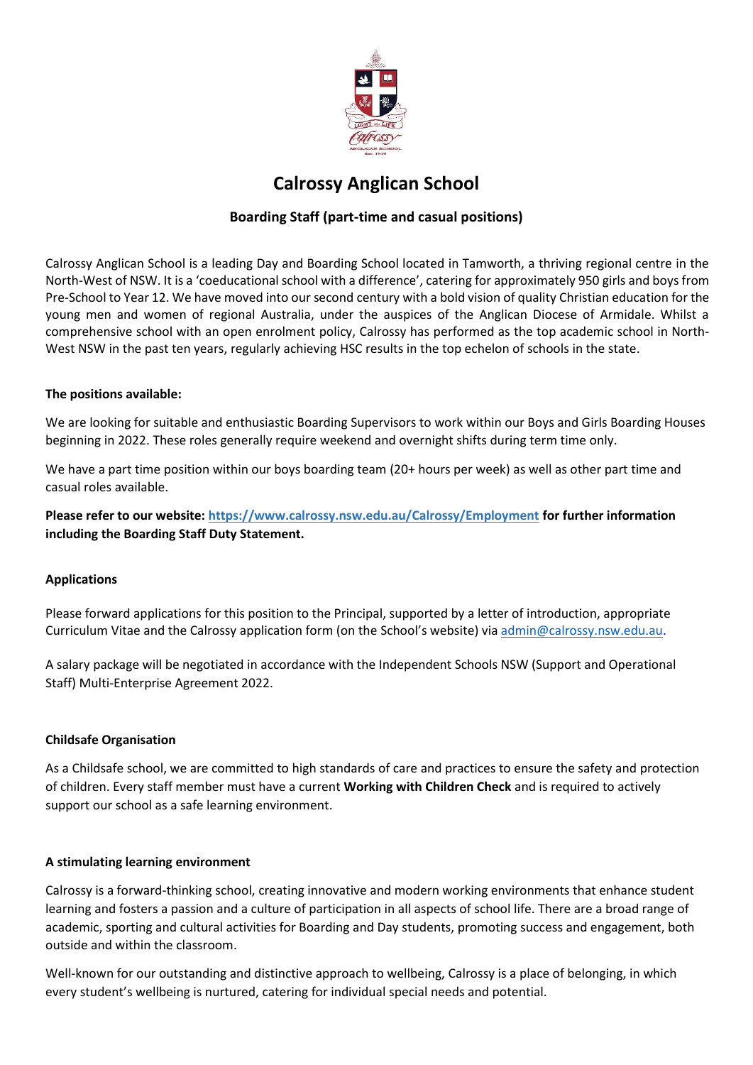# Calrossy Anglican School

## Boarding Staff (part-time and casual positions)

Calrossy Anglican School is a leading Day and Boarding School located in Tamworth, a thriving regional centre in the North-West of NSW. It is a 'coeducational school with a difference', catering for approximately 950 girls and boys from Pre-School to Year 12. We have moved into our second century with a bold vision of quality Christian education for the young men and women of regional Australia, under the auspices of the Anglican Diocese of Armidale. Whilst a comprehensive school with an open enrolment policy, Calrossy has performed as the top academic school in North-West NSW in the past ten years, regularly achieving HSC results in the top echelon of schools in the state.

### The positions available:

We are looking for suitable and enthusiastic Boarding Supervisors to work within our Boys and Girls Boarding Houses beginning in 2022. These roles generally require weekend and overnight shifts during term time only.

We have a part time position within our boys boarding team (20+ hours per week) as well as other part time and casual roles available.

**Please refer to our website: https://www.calrossy.nsw.edu.au/Calrossy/Employment for further information including the Boarding Staff Duty Statement.**

### Applications

Please forward applications for this position to the Principal, supported by a letter of introduction, appropriate Curriculum Vitae and the Calrossy application form (on the School's website) via admin@calrossy.nsw.edu.au.

A salary package will be negotiated in accordance with the Independent Schools NSW (Support and Operational Staff) Multi-Enterprise Agreement 2022.

### Childsafe Organisation

As a Childsafe school, we are committed to high standards of care and practices to ensure the safety and protection of children. Every staff member must have a current **Working with Children Check** and is required to actively support our school as a safe learning environment.

### A stimulating learning environment

Calrossy is a forward-thinking school, creating innovative and modern working environments that enhance student learning and fosters a passion and a culture of participation in all aspects of school life. There are a broad range of academic, sporting and cultural activities for Boarding and Day students, promoting success and engagement, both outside and within the classroom.

Well-known for our outstanding and distinctive approach to wellbeing, Calrossy is a place of belonging, in which every student's wellbeing is nurtured, catering for individual special needs and potential.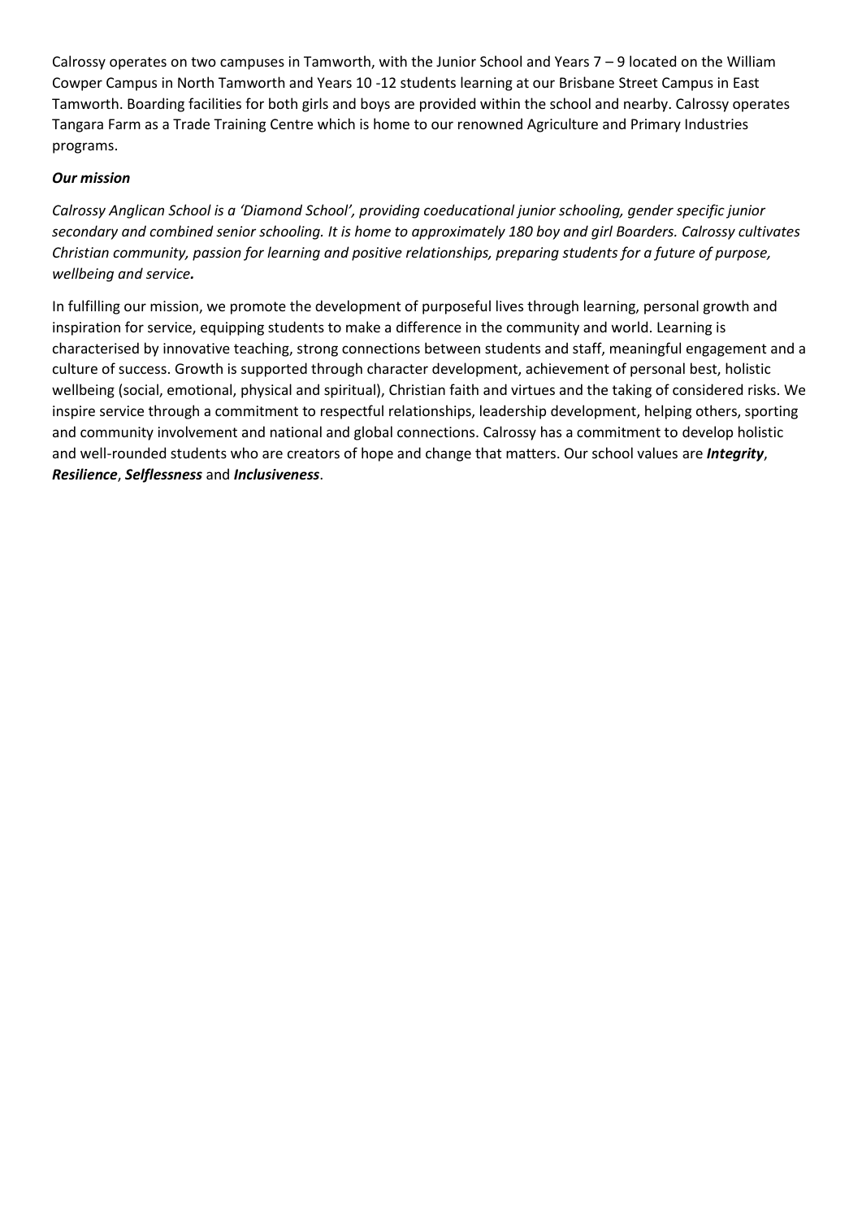Calrossy operates on two campuses in Tamworth, with the Junior School and Years 7 – 9 located on the William Cowper Campus in North Tamworth and Years 10 -12 students learning at our Brisbane Street Campus in East Tamworth. Boarding facilities for both girls and boys are provided within the school and nearby. Calrossy operates Tangara Farm as a Trade Training Centre which is home to our renowned Agriculture and Primary Industries programs.

***Our mission***

*Calrossy Anglican School is a 'Diamond School', providing coeducational junior schooling, gender specific junior secondary and combined senior schooling. It is home to approximately 180 boy and girl Boarders. Calrossy cultivates Christian community, passion for learning and positive relationships, preparing students for a future of purpose, wellbeing and service.*

In fulfilling our mission, we promote the development of purposeful lives through learning, personal growth and inspiration for service, equipping students to make a difference in the community and world. Learning is characterised by innovative teaching, strong connections between students and staff, meaningful engagement and a culture of success. Growth is supported through character development, achievement of personal best, holistic wellbeing (social, emotional, physical and spiritual), Christian faith and virtues and the taking of considered risks. We inspire service through a commitment to respectful relationships, leadership development, helping others, sporting and community involvement and national and global connections. Calrossy has a commitment to develop holistic and well-rounded students who are creators of hope and change that matters. Our school values are ***Integrity***, ***Resilience***, ***Selflessness*** and ***Inclusiveness***.